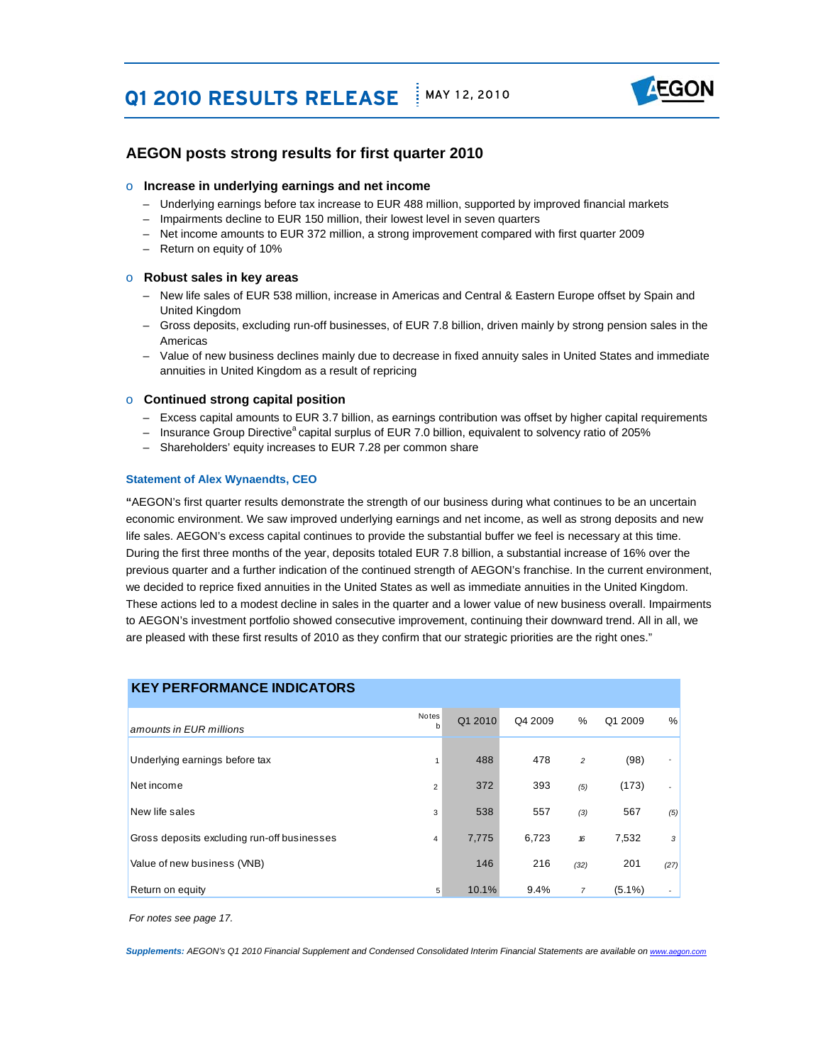# Q1 2010 RESULTS RELEASE

MAY 12, 2010

## AEGON posts strong results for first quarter 2010

- **Increase in underlying earnings and net income**
  - Underlying earnings before tax increase to EUR 488 million, supported by improved financial markets
  - Impairments decline to EUR 150 million, their lowest level in seven quarters
  - Net income amounts to EUR 372 million, a strong improvement compared with first quarter 2009
  - Return on equity of 10%

- **Robust sales in key areas**
  - New life sales of EUR 538 million, increase in Americas and Central & Eastern Europe offset by Spain and United Kingdom
  - Gross deposits, excluding run-off businesses, of EUR 7.8 billion, driven mainly by strong pension sales in the Americas
  - Value of new business declines mainly due to decrease in fixed annuity sales in United States and immediate annuities in United Kingdom as a result of repricing

- **Continued strong capital position**
  - Excess capital amounts to EUR 3.7 billion, as earnings contribution was offset by higher capital requirements
  - Insurance Group Directive[a] capital surplus of EUR 7.0 billion, equivalent to solvency ratio of 205%
  - Shareholders' equity increases to EUR 7.28 per common share

### Statement of Alex Wynaendts, CEO

"AEGON's first quarter results demonstrate the strength of our business during what continues to be an uncertain economic environment. We saw improved underlying earnings and net income, as well as strong deposits and new life sales. AEGON's excess capital continues to provide the substantial buffer we feel is necessary at this time. During the first three months of the year, deposits totaled EUR 7.8 billion, a substantial increase of 16% over the previous quarter and a further indication of the continued strength of AEGON's franchise. In the current environment, we decided to reprice fixed annuities in the United States as well as immediate annuities in the United Kingdom. These actions led to a modest decline in sales in the quarter and a lower value of new business overall. Impairments to AEGON's investment portfolio showed consecutive improvement, continuing their downward trend. All in all, we are pleased with these first results of 2010 as they confirm that our strategic priorities are the right ones."

### KEY PERFORMANCE INDICATORS

| *amounts in EUR millions* | Notes b | Q1 2010 | Q4 2009 | % | Q1 2009 | % |
|---|---|---|---|---|---|---|
| Underlying earnings before tax | 1 | 488 | 478 | 2 | (98) | - |
| Net income | 2 | 372 | 393 | (5) | (173) | - |
| New life sales | 3 | 538 | 557 | (3) | 567 | (5) |
| Gross deposits excluding run-off businesses | 4 | 7,775 | 6,723 | 16 | 7,532 | 3 |
| Value of new business (VNB) | | 146 | 216 | (32) | 201 | (27) |
| Return on equity | 5 | 10.1% | 9.4% | 7 | (5.1%) | - |

*For notes see page 17.*

***Supplements:*** *AEGON's Q1 2010 Financial Supplement and Condensed Consolidated Interim Financial Statements are available on www.aegon.com*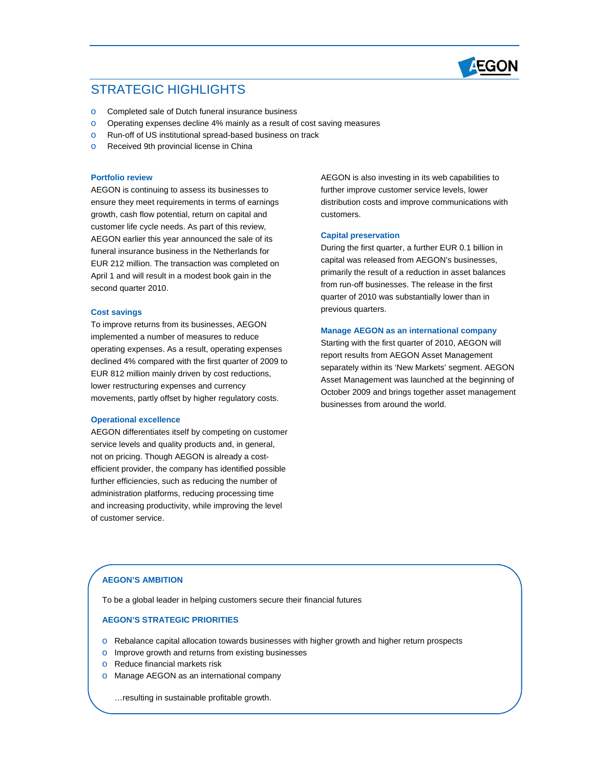## STRATEGIC HIGHLIGHTS

- Completed sale of Dutch funeral insurance business
- Operating expenses decline 4% mainly as a result of cost saving measures
- Run-off of US institutional spread-based business on track
- Received 9th provincial license in China

### Portfolio review

AEGON is continuing to assess its businesses to ensure they meet requirements in terms of earnings growth, cash flow potential, return on capital and customer life cycle needs. As part of this review, AEGON earlier this year announced the sale of its funeral insurance business in the Netherlands for EUR 212 million. The transaction was completed on April 1 and will result in a modest book gain in the second quarter 2010.

### Cost savings

To improve returns from its businesses, AEGON implemented a number of measures to reduce operating expenses. As a result, operating expenses declined 4% compared with the first quarter of 2009 to EUR 812 million mainly driven by cost reductions, lower restructuring expenses and currency movements, partly offset by higher regulatory costs.

### Operational excellence

AEGON differentiates itself by competing on customer service levels and quality products and, in general, not on pricing. Though AEGON is already a cost-efficient provider, the company has identified possible further efficiencies, such as reducing the number of administration platforms, reducing processing time and increasing productivity, while improving the level of customer service.

AEGON is also investing in its web capabilities to further improve customer service levels, lower distribution costs and improve communications with customers.

### Capital preservation

During the first quarter, a further EUR 0.1 billion in capital was released from AEGON's businesses, primarily the result of a reduction in asset balances from run-off businesses. The release in the first quarter of 2010 was substantially lower than in previous quarters.

### Manage AEGON as an international company

Starting with the first quarter of 2010, AEGON will report results from AEGON Asset Management separately within its 'New Markets' segment. AEGON Asset Management was launched at the beginning of October 2009 and brings together asset management businesses from around the world.

### AEGON'S AMBITION

To be a global leader in helping customers secure their financial futures

### AEGON'S STRATEGIC PRIORITIES

- Rebalance capital allocation towards businesses with higher growth and higher return prospects
- Improve growth and returns from existing businesses
- Reduce financial markets risk
- Manage AEGON as an international company

…resulting in sustainable profitable growth.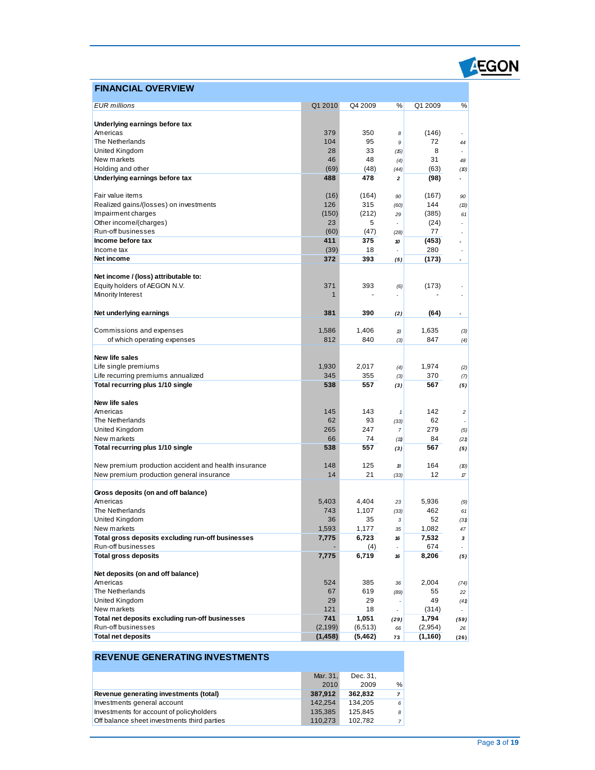## FINANCIAL OVERVIEW

| *EUR millions* | Q1 2010 | Q4 2009 | % | Q1 2009 | % |
|---|---|---|---|---|---|
| **Underlying earnings before tax** | | | | | |
| Americas | 379 | 350 | 8 | (146) | - |
| The Netherlands | 104 | 95 | 9 | 72 | 44 |
| United Kingdom | 28 | 33 | (15) | 8 | - |
| New markets | 46 | 48 | (4) | 31 | 48 |
| Holding and other | (69) | (48) | (44) | (63) | (10) |
| **Underlying earnings before tax** | **488** | **478** | **2** | **(98)** | **-** |
| | | | | | |
| Fair value items | (16) | (164) | 90 | (167) | 90 |
| Realized gains/(losses) on investments | 126 | 315 | (60) | 144 | (13) |
| Impairment charges | (150) | (212) | 29 | (385) | 61 |
| Other income/(charges) | 23 | 5 | - | (24) | - |
| Run-off businesses | (60) | (47) | (28) | 77 | - |
| **Income before tax** | **411** | **375** | **10** | **(453)** | **-** |
| Income tax | (39) | 18 | - | 280 | - |
| **Net income** | **372** | **393** | **(5)** | **(173)** | **-** |
| | | | | | |
| **Net income / (loss) attributable to:** | | | | | |
| Equity holders of AEGON N.V. | 371 | 393 | (6) | (173) | - |
| Minority Interest | 1 | - | - | - | - |
| | | | | | |
| **Net underlying earnings** | **381** | **390** | **(2)** | **(64)** | **-** |
| | | | | | |
| Commissions and expenses | 1,586 | 1,406 | 13 | 1,635 | (3) |
| of which operating expenses | 812 | 840 | (3) | 847 | (4) |
| | | | | | |
| **New life sales** | | | | | |
| Life single premiums | 1,930 | 2,017 | (4) | 1,974 | (2) |
| Life recurring premiums annualized | 345 | 355 | (3) | 370 | (7) |
| **Total recurring plus 1/10 single** | **538** | **557** | **(3)** | **567** | **(5)** |
| | | | | | |
| **New life sales** | | | | | |
| Americas | 145 | 143 | 1 | 142 | 2 |
| The Netherlands | 62 | 93 | (33) | 62 | - |
| United Kingdom | 265 | 247 | 7 | 279 | (5) |
| New markets | 66 | 74 | (11) | 84 | (21) |
| **Total recurring plus 1/10 single** | **538** | **557** | **(3)** | **567** | **(5)** |
| | | | | | |
| New premium production accident and health insurance | 148 | 125 | 18 | 164 | (10) |
| New premium production general insurance | 14 | 21 | (33) | 12 | 17 |
| | | | | | |
| **Gross deposits (on and off balance)** | | | | | |
| Americas | 5,403 | 4,404 | 23 | 5,936 | (9) |
| The Netherlands | 743 | 1,107 | (33) | 462 | 61 |
| United Kingdom | 36 | 35 | 3 | 52 | (31) |
| New markets | 1,593 | 1,177 | 35 | 1,082 | 47 |
| **Total gross deposits excluding run-off businesses** | **7,775** | **6,723** | **16** | **7,532** | **3** |
| Run-off businesses | - | (4) | - | 674 | - |
| **Total gross deposits** | **7,775** | **6,719** | **16** | **8,206** | **(5)** |
| | | | | | |
| **Net deposits (on and off balance)** | | | | | |
| Americas | 524 | 385 | 36 | 2,004 | (74) |
| The Netherlands | 67 | 619 | (89) | 55 | 22 |
| United Kingdom | 29 | 29 | - | 49 | (41) |
| New markets | 121 | 18 | - | (314) | - |
| **Total net deposits excluding run-off businesses** | **741** | **1,051** | **(29)** | **1,794** | **(59)** |
| Run-off businesses | (2,199) | (6,513) | 66 | (2,954) | 26 |
| **Total net deposits** | **(1,458)** | **(5,462)** | **73** | **(1,160)** | **(26)** |

## REVENUE GENERATING INVESTMENTS

| | Mar. 31, 2010 | Dec. 31, 2009 | % |
|---|---|---|---|
| **Revenue generating investments (total)** | **387,912** | **362,832** | **7** |
| Investments general account | 142,254 | 134,205 | 6 |
| Investments for account of policyholders | 135,385 | 125,845 | 8 |
| Off balance sheet investments third parties | 110,273 | 102,782 | 7 |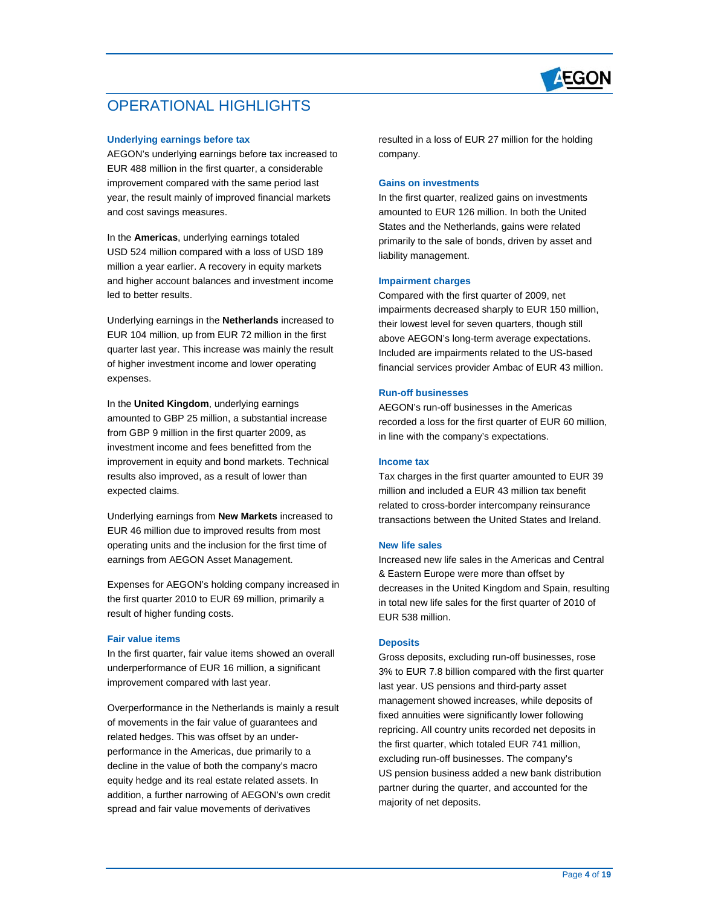# OPERATIONAL HIGHLIGHTS

### Underlying earnings before tax

AEGON's underlying earnings before tax increased to EUR 488 million in the first quarter, a considerable improvement compared with the same period last year, the result mainly of improved financial markets and cost savings measures.

In the **Americas**, underlying earnings totaled USD 524 million compared with a loss of USD 189 million a year earlier. A recovery in equity markets and higher account balances and investment income led to better results.

Underlying earnings in the **Netherlands** increased to EUR 104 million, up from EUR 72 million in the first quarter last year. This increase was mainly the result of higher investment income and lower operating expenses.

In the **United Kingdom**, underlying earnings amounted to GBP 25 million, a substantial increase from GBP 9 million in the first quarter 2009, as investment income and fees benefitted from the improvement in equity and bond markets. Technical results also improved, as a result of lower than expected claims.

Underlying earnings from **New Markets** increased to EUR 46 million due to improved results from most operating units and the inclusion for the first time of earnings from AEGON Asset Management.

Expenses for AEGON's holding company increased in the first quarter 2010 to EUR 69 million, primarily a result of higher funding costs.

### Fair value items

In the first quarter, fair value items showed an overall underperformance of EUR 16 million, a significant improvement compared with last year.

Overperformance in the Netherlands is mainly a result of movements in the fair value of guarantees and related hedges. This was offset by an under-performance in the Americas, due primarily to a decline in the value of both the company's macro equity hedge and its real estate related assets. In addition, a further narrowing of AEGON's own credit spread and fair value movements of derivatives resulted in a loss of EUR 27 million for the holding company.

### Gains on investments

In the first quarter, realized gains on investments amounted to EUR 126 million. In both the United States and the Netherlands, gains were related primarily to the sale of bonds, driven by asset and liability management.

### Impairment charges

Compared with the first quarter of 2009, net impairments decreased sharply to EUR 150 million, their lowest level for seven quarters, though still above AEGON's long-term average expectations. Included are impairments related to the US-based financial services provider Ambac of EUR 43 million.

### Run-off businesses

AEGON's run-off businesses in the Americas recorded a loss for the first quarter of EUR 60 million, in line with the company's expectations.

### Income tax

Tax charges in the first quarter amounted to EUR 39 million and included a EUR 43 million tax benefit related to cross-border intercompany reinsurance transactions between the United States and Ireland.

### New life sales

Increased new life sales in the Americas and Central & Eastern Europe were more than offset by decreases in the United Kingdom and Spain, resulting in total new life sales for the first quarter of 2010 of EUR 538 million.

### Deposits

Gross deposits, excluding run-off businesses, rose 3% to EUR 7.8 billion compared with the first quarter last year. US pensions and third-party asset management showed increases, while deposits of fixed annuities were significantly lower following repricing. All country units recorded net deposits in the first quarter, which totaled EUR 741 million, excluding run-off businesses. The company's US pension business added a new bank distribution partner during the quarter, and accounted for the majority of net deposits.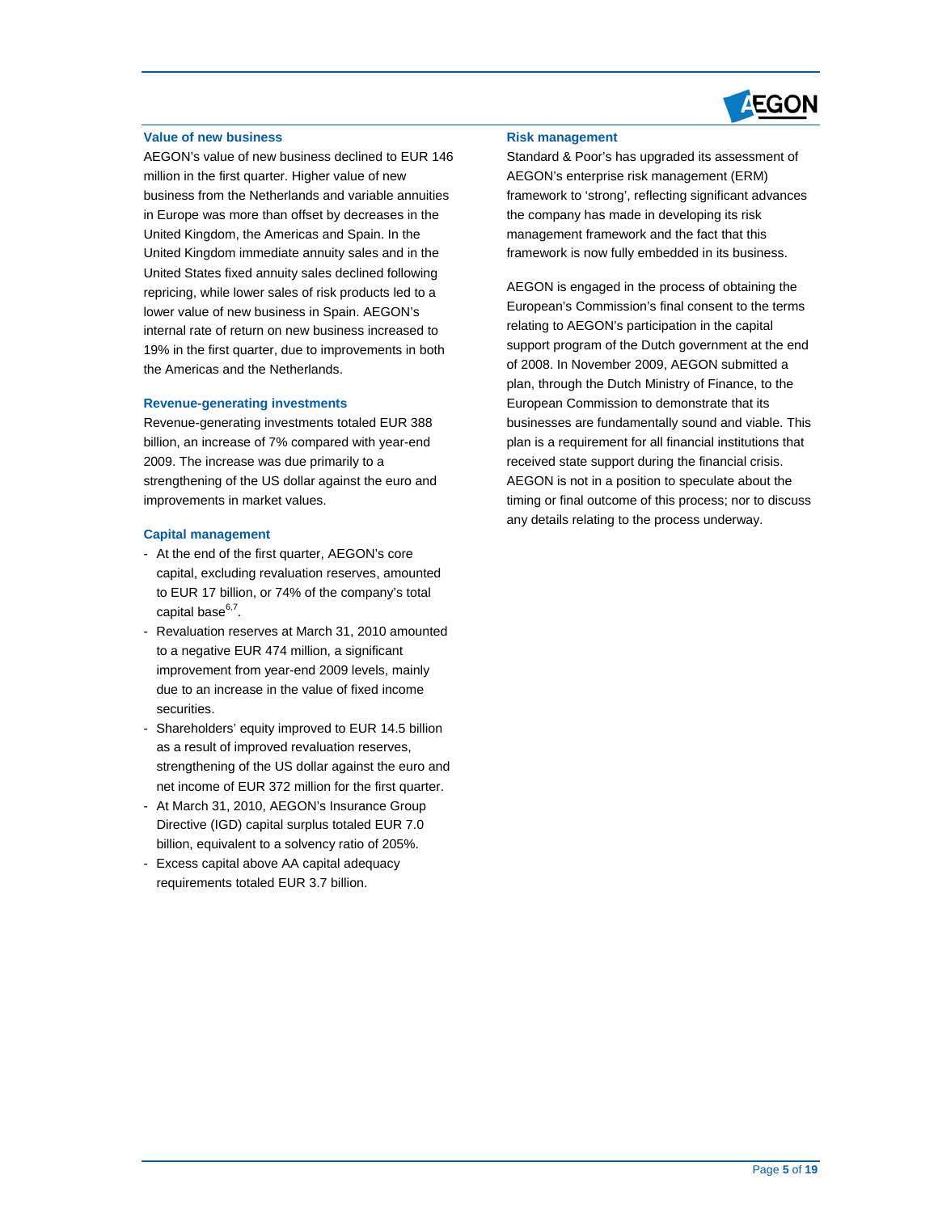### Value of new business

AEGON's value of new business declined to EUR 146 million in the first quarter. Higher value of new business from the Netherlands and variable annuities in Europe was more than offset by decreases in the United Kingdom, the Americas and Spain. In the United Kingdom immediate annuity sales and in the United States fixed annuity sales declined following repricing, while lower sales of risk products led to a lower value of new business in Spain. AEGON's internal rate of return on new business increased to 19% in the first quarter, due to improvements in both the Americas and the Netherlands.

### Revenue-generating investments

Revenue-generating investments totaled EUR 388 billion, an increase of 7% compared with year-end 2009. The increase was due primarily to a strengthening of the US dollar against the euro and improvements in market values.

### Capital management

- At the end of the first quarter, AEGON's core capital, excluding revaluation reserves, amounted to EUR 17 billion, or 74% of the company's total capital base[6,7].
- Revaluation reserves at March 31, 2010 amounted to a negative EUR 474 million, a significant improvement from year-end 2009 levels, mainly due to an increase in the value of fixed income securities.
- Shareholders' equity improved to EUR 14.5 billion as a result of improved revaluation reserves, strengthening of the US dollar against the euro and net income of EUR 372 million for the first quarter.
- At March 31, 2010, AEGON's Insurance Group Directive (IGD) capital surplus totaled EUR 7.0 billion, equivalent to a solvency ratio of 205%.
- Excess capital above AA capital adequacy requirements totaled EUR 3.7 billion.

### Risk management

Standard & Poor's has upgraded its assessment of AEGON's enterprise risk management (ERM) framework to 'strong', reflecting significant advances the company has made in developing its risk management framework and the fact that this framework is now fully embedded in its business.

AEGON is engaged in the process of obtaining the European's Commission's final consent to the terms relating to AEGON's participation in the capital support program of the Dutch government at the end of 2008. In November 2009, AEGON submitted a plan, through the Dutch Ministry of Finance, to the European Commission to demonstrate that its businesses are fundamentally sound and viable. This plan is a requirement for all financial institutions that received state support during the financial crisis. AEGON is not in a position to speculate about the timing or final outcome of this process; nor to discuss any details relating to the process underway.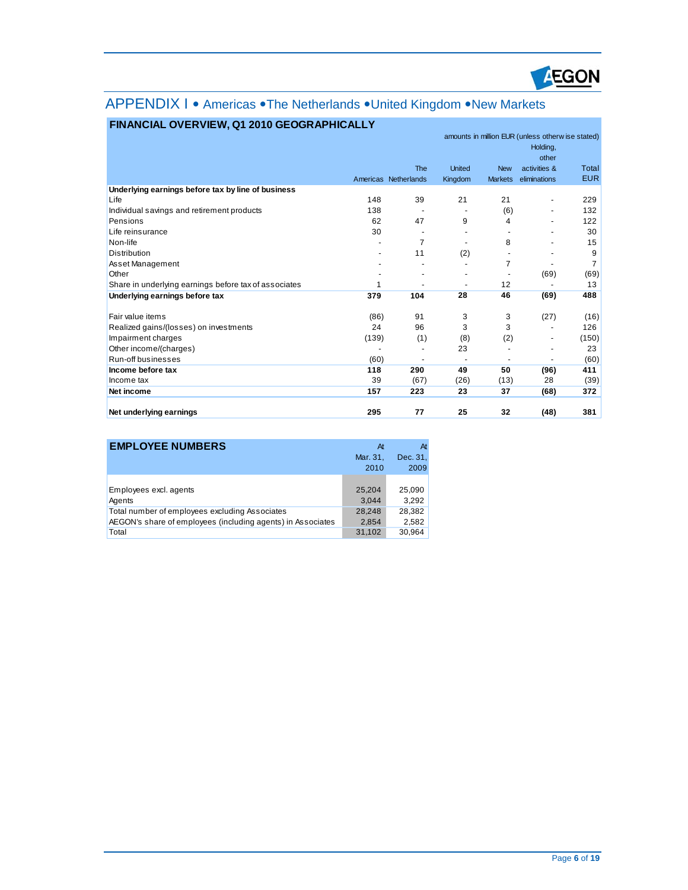# APPENDIX I • Americas • The Netherlands • United Kingdom • New Markets

## FINANCIAL OVERVIEW, Q1 2010 GEOGRAPHICALLY

amounts in million EUR (unless otherwise stated)

| | Americas | The Netherlands | United Kingdom | New Markets | Holding, other activities & eliminations | Total EUR |
|---|---|---|---|---|---|---|
| **Underlying earnings before tax by line of business** | | | | | | |
| Life | 148 | 39 | 21 | 21 | - | 229 |
| Individual savings and retirement products | 138 | - | - | (6) | - | 132 |
| Pensions | 62 | 47 | 9 | 4 | - | 122 |
| Life reinsurance | 30 | - | - | - | - | 30 |
| Non-life | - | 7 | - | 8 | - | 15 |
| Distribution | - | 11 | (2) | - | - | 9 |
| Asset Management | - | - | - | 7 | - | 7 |
| Other | - | - | - | - | (69) | (69) |
| Share in underlying earnings before tax of associates | 1 | - | - | 12 | - | 13 |
| **Underlying earnings before tax** | **379** | **104** | **28** | **46** | **(69)** | **488** |
| | | | | | | |
| Fair value items | (86) | 91 | 3 | 3 | (27) | (16) |
| Realized gains/(losses) on investments | 24 | 96 | 3 | 3 | - | 126 |
| Impairment charges | (139) | (1) | (8) | (2) | - | (150) |
| Other income/(charges) | - | - | 23 | - | - | 23 |
| Run-off businesses | (60) | - | - | - | - | (60) |
| **Income before tax** | **118** | **290** | **49** | **50** | **(96)** | **411** |
| Income tax | 39 | (67) | (26) | (13) | 28 | (39) |
| **Net income** | **157** | **223** | **23** | **37** | **(68)** | **372** |
| | | | | | | |
| **Net underlying earnings** | **295** | **77** | **25** | **32** | **(48)** | **381** |

## EMPLOYEE NUMBERS

| | At Mar. 31, 2010 | At Dec. 31, 2009 |
|---|---|---|
| Employees excl. agents | 25,204 | 25,090 |
| Agents | 3,044 | 3,292 |
| Total number of employees excluding Associates | 28,248 | 28,382 |
| AEGON's share of employees (including agents) in Associates | 2,854 | 2,582 |
| Total | 31,102 | 30,964 |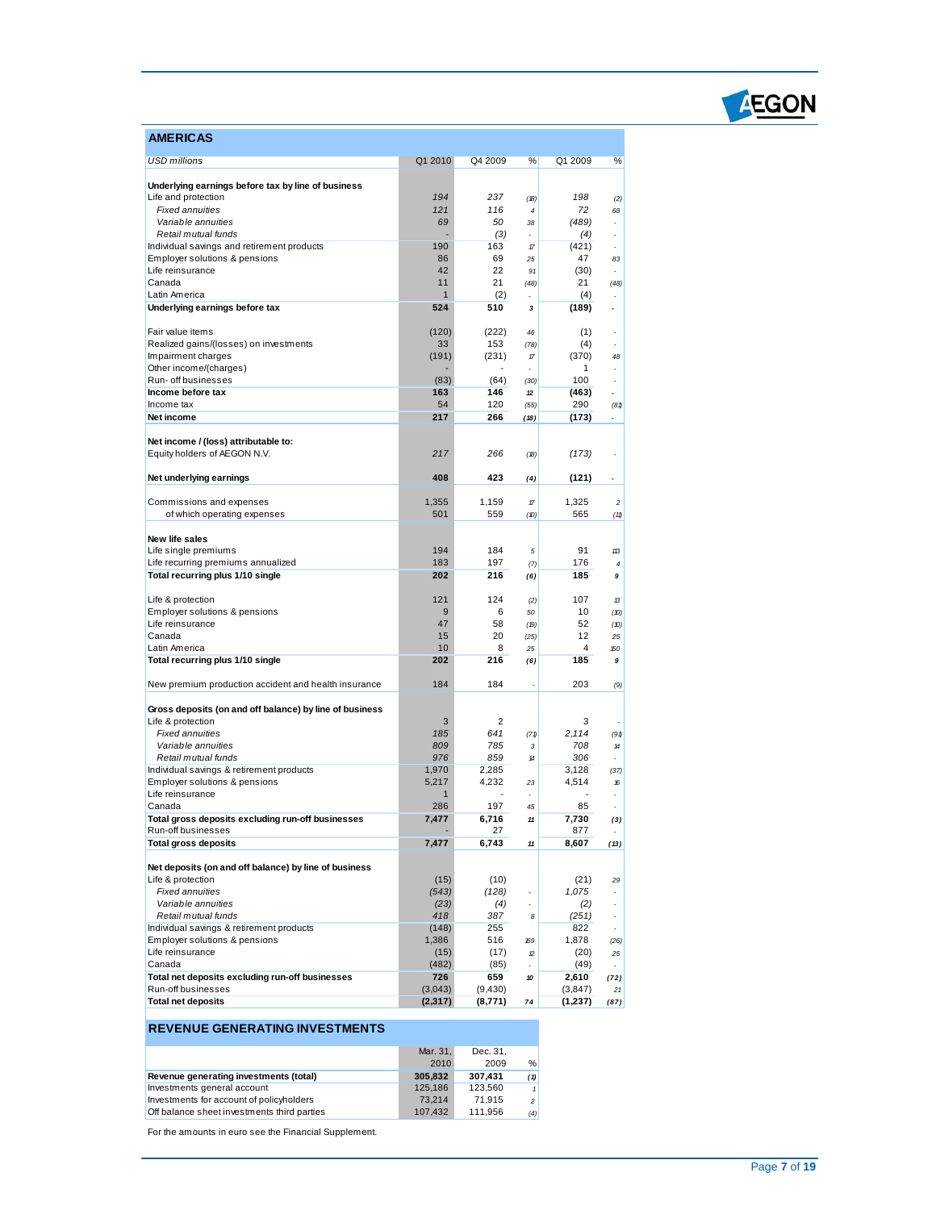## AMERICAS

| USD millions | Q1 2010 | Q4 2009 | % | Q1 2009 | % |
|---|---|---|---|---|---|
| **Underlying earnings before tax by line of business** | | | | | |
| Life and protection | 194 | 237 | (18) | 198 | (2) |
| *Fixed annuities* | *121* | *116* | *4* | *72* | *68* |
| *Variable annuities* | *69* | *50* | *38* | *(489)* | - |
| *Retail mutual funds* | *-* | *(3)* | - | *(4)* | - |
| Individual savings and retirement products | 190 | 163 | 17 | (421) | - |
| Employer solutions & pensions | 86 | 69 | 25 | 47 | 83 |
| Life reinsurance | 42 | 22 | 91 | (30) | - |
| Canada | 11 | 21 | (48) | 21 | (48) |
| Latin America | 1 | (2) | - | (4) | - |
| **Underlying earnings before tax** | **524** | **510** | **3** | **(189)** | - |
| | | | | | |
| Fair value items | (120) | (222) | 46 | (1) | - |
| Realized gains/(losses) on investments | 33 | 153 | (78) | (4) | - |
| Impairment charges | (191) | (231) | 17 | (370) | 48 |
| Other income/(charges) | - | - | - | 1 | - |
| Run-off businesses | (83) | (64) | (30) | 100 | - |
| **Income before tax** | **163** | **146** | **12** | **(463)** | - |
| Income tax | 54 | 120 | (55) | 290 | (81) |
| **Net income** | **217** | **266** | **(18)** | **(173)** | - |
| | | | | | |
| **Net income / (loss) attributable to:** | | | | | |
| Equity holders of AEGON N.V. | *217* | *266* | (18) | *(173)* | - |
| | | | | | |
| **Net underlying earnings** | **408** | **423** | **(4)** | **(121)** | - |
| | | | | | |
| Commissions and expenses | 1,355 | 1,159 | 17 | 1,325 | 2 |
| of which operating expenses | 501 | 559 | (10) | 565 | (11) |
| | | | | | |
| **New life sales** | | | | | |
| Life single premiums | 194 | 184 | 5 | 91 | 113 |
| Life recurring premiums annualized | 183 | 197 | (7) | 176 | 4 |
| **Total recurring plus 1/10 single** | **202** | **216** | **(6)** | **185** | **9** |
| | | | | | |
| Life & protection | 121 | 124 | (2) | 107 | 13 |
| Employer solutions & pensions | 9 | 6 | 50 | 10 | (10) |
| Life reinsurance | 47 | 58 | (19) | 52 | (10) |
| Canada | 15 | 20 | (25) | 12 | 25 |
| Latin America | 10 | 8 | 25 | 4 | 150 |
| **Total recurring plus 1/10 single** | **202** | **216** | **(6)** | **185** | **9** |
| | | | | | |
| New premium production accident and health insurance | 184 | 184 | - | 203 | (9) |
| | | | | | |
| **Gross deposits (on and off balance) by line of business** | | | | | |
| Life & protection | 3 | 2 | | 3 | - |
| *Fixed annuities* | *185* | *641* | *(71)* | *2,114* | *(91)* |
| *Variable annuities* | *809* | *785* | *3* | *708* | *14* |
| *Retail mutual funds* | *976* | *859* | *14* | *306* | - |
| Individual savings & retirement products | 1,970 | 2,285 | | 3,128 | (37) |
| Employer solutions & pensions | 5,217 | 4,232 | 23 | 4,514 | 16 |
| Life reinsurance | 1 | - | - | - | - |
| Canada | 286 | 197 | 45 | 85 | - |
| **Total gross deposits excluding run-off businesses** | **7,477** | **6,716** | **11** | **7,730** | **(3)** |
| Run-off businesses | - | 27 | | 877 | - |
| **Total gross deposits** | **7,477** | **6,743** | **11** | **8,607** | **(13)** |
| | | | | | |
| **Net deposits (on and off balance) by line of business** | | | | | |
| Life & protection | (15) | (10) | | (21) | 29 |
| *Fixed annuities* | *(543)* | *(128)* | - | *1,075* | - |
| *Variable annuities* | *(23)* | *(4)* | - | *(2)* | - |
| *Retail mutual funds* | *418* | *387* | *8* | *(251)* | - |
| Individual savings & retirement products | (148) | 255 | | 822 | - |
| Employer solutions & pensions | 1,386 | 516 | 169 | 1,878 | (26) |
| Life reinsurance | (15) | (17) | 12 | (20) | 25 |
| Canada | (482) | (85) | - | (49) | - |
| **Total net deposits excluding run-off businesses** | **726** | **659** | **10** | **2,610** | **(72)** |
| Run-off businesses | (3,043) | (9,430) | | (3,847) | 21 |
| **Total net deposits** | **(2,317)** | **(8,771)** | **74** | **(1,237)** | **(87)** |

## REVENUE GENERATING INVESTMENTS

| | Mar. 31, 2010 | Dec. 31, 2009 | % |
|---|---|---|---|
| **Revenue generating investments (total)** | **305,832** | **307,431** | **(1)** |
| Investments general account | 125,186 | 123,560 | 1 |
| Investments for account of policyholders | 73,214 | 71,915 | 2 |
| Off balance sheet investments third parties | 107,432 | 111,956 | (4) |

For the amounts in euro see the Financial Supplement.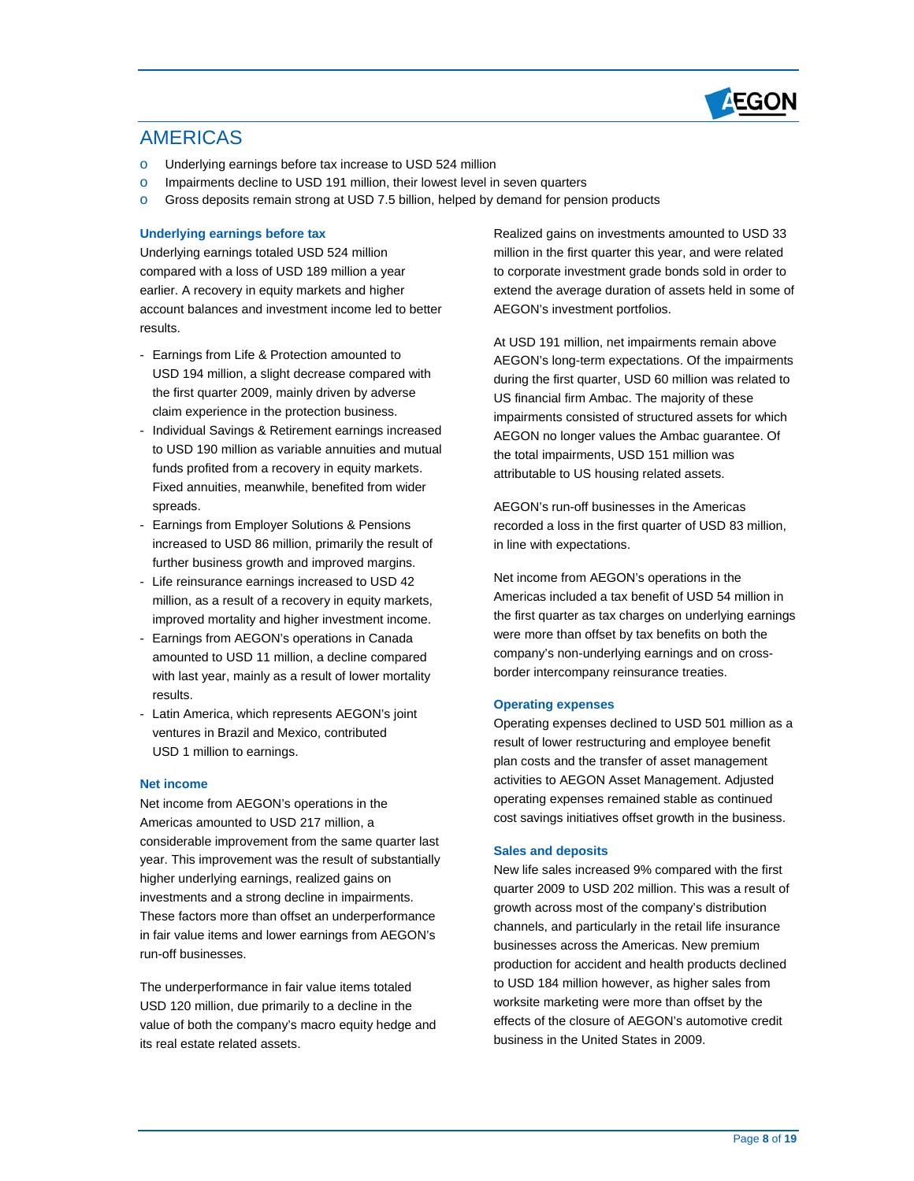## AMERICAS

- Underlying earnings before tax increase to USD 524 million
- Impairments decline to USD 191 million, their lowest level in seven quarters
- Gross deposits remain strong at USD 7.5 billion, helped by demand for pension products

### Underlying earnings before tax

Underlying earnings totaled USD 524 million compared with a loss of USD 189 million a year earlier. A recovery in equity markets and higher account balances and investment income led to better results.

- Earnings from Life & Protection amounted to USD 194 million, a slight decrease compared with the first quarter 2009, mainly driven by adverse claim experience in the protection business.
- Individual Savings & Retirement earnings increased to USD 190 million as variable annuities and mutual funds profited from a recovery in equity markets. Fixed annuities, meanwhile, benefited from wider spreads.
- Earnings from Employer Solutions & Pensions increased to USD 86 million, primarily the result of further business growth and improved margins.
- Life reinsurance earnings increased to USD 42 million, as a result of a recovery in equity markets, improved mortality and higher investment income.
- Earnings from AEGON's operations in Canada amounted to USD 11 million, a decline compared with last year, mainly as a result of lower mortality results.
- Latin America, which represents AEGON's joint ventures in Brazil and Mexico, contributed USD 1 million to earnings.

### Net income

Net income from AEGON's operations in the Americas amounted to USD 217 million, a considerable improvement from the same quarter last year. This improvement was the result of substantially higher underlying earnings, realized gains on investments and a strong decline in impairments. These factors more than offset an underperformance in fair value items and lower earnings from AEGON's run-off businesses.

The underperformance in fair value items totaled USD 120 million, due primarily to a decline in the value of both the company's macro equity hedge and its real estate related assets.

Realized gains on investments amounted to USD 33 million in the first quarter this year, and were related to corporate investment grade bonds sold in order to extend the average duration of assets held in some of AEGON's investment portfolios.

At USD 191 million, net impairments remain above AEGON's long-term expectations. Of the impairments during the first quarter, USD 60 million was related to US financial firm Ambac. The majority of these impairments consisted of structured assets for which AEGON no longer values the Ambac guarantee. Of the total impairments, USD 151 million was attributable to US housing related assets.

AEGON's run-off businesses in the Americas recorded a loss in the first quarter of USD 83 million, in line with expectations.

Net income from AEGON's operations in the Americas included a tax benefit of USD 54 million in the first quarter as tax charges on underlying earnings were more than offset by tax benefits on both the company's non-underlying earnings and on cross-border intercompany reinsurance treaties.

### Operating expenses

Operating expenses declined to USD 501 million as a result of lower restructuring and employee benefit plan costs and the transfer of asset management activities to AEGON Asset Management. Adjusted operating expenses remained stable as continued cost savings initiatives offset growth in the business.

### Sales and deposits

New life sales increased 9% compared with the first quarter 2009 to USD 202 million. This was a result of growth across most of the company's distribution channels, and particularly in the retail life insurance businesses across the Americas. New premium production for accident and health products declined to USD 184 million however, as higher sales from worksite marketing were more than offset by the effects of the closure of AEGON's automotive credit business in the United States in 2009.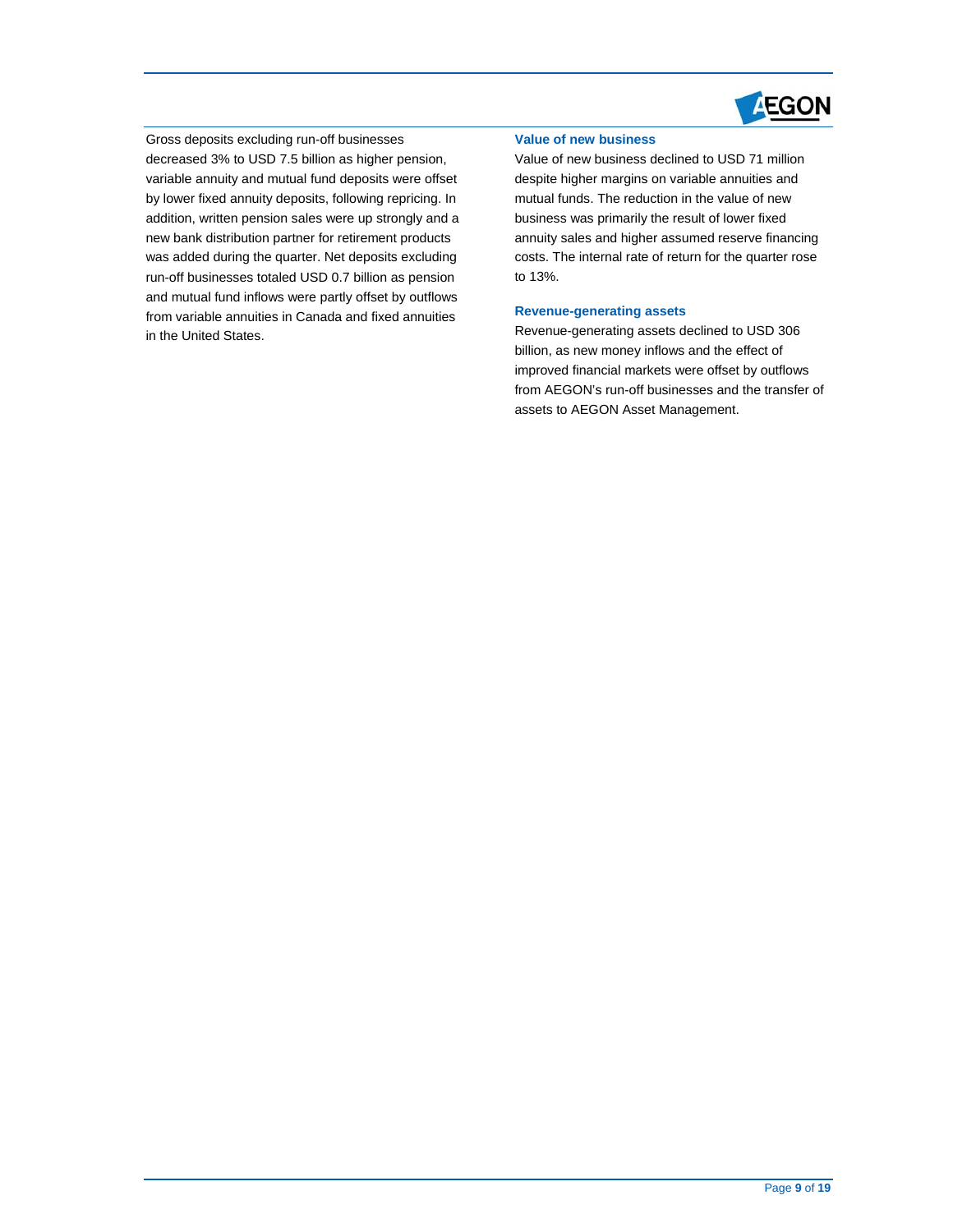Gross deposits excluding run-off businesses decreased 3% to USD 7.5 billion as higher pension, variable annuity and mutual fund deposits were offset by lower fixed annuity deposits, following repricing. In addition, written pension sales were up strongly and a new bank distribution partner for retirement products was added during the quarter. Net deposits excluding run-off businesses totaled USD 0.7 billion as pension and mutual fund inflows were partly offset by outflows from variable annuities in Canada and fixed annuities in the United States.

#### Value of new business

Value of new business declined to USD 71 million despite higher margins on variable annuities and mutual funds. The reduction in the value of new business was primarily the result of lower fixed annuity sales and higher assumed reserve financing costs. The internal rate of return for the quarter rose to 13%.

#### Revenue-generating assets

Revenue-generating assets declined to USD 306 billion, as new money inflows and the effect of improved financial markets were offset by outflows from AEGON's run-off businesses and the transfer of assets to AEGON Asset Management.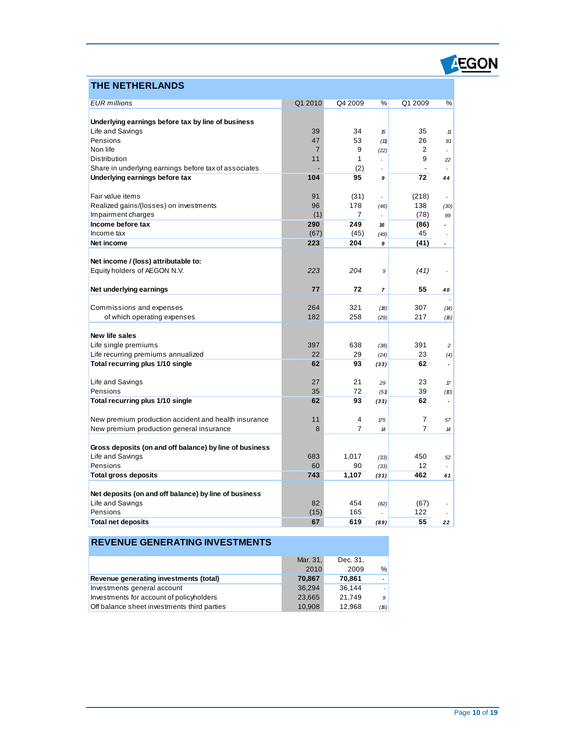## THE NETHERLANDS

| *EUR millions* | Q1 2010 | Q4 2009 | % | Q1 2009 | % |
|---|---|---|---|---|---|
| **Underlying earnings before tax by line of business** | | | | | |
| Life and Savings | 39 | 34 | 15 | 35 | 11 |
| Pensions | 47 | 53 | (11) | 26 | 81 |
| Non life | 7 | 9 | (22) | 2 | - |
| Distribution | 11 | 1 | - | 9 | 22 |
| Share in underlying earnings before tax of associates | - | (2) | - | - | - |
| **Underlying earnings before tax** | **104** | **95** | **9** | **72** | **44** |
| | | | | | |
| Fair value items | 91 | (31) | - | (218) | - |
| Realized gains/(losses) on investments | 96 | 178 | (46) | 138 | (30) |
| Impairment charges | (1) | 7 | - | (78) | 99 |
| **Income before tax** | **290** | **249** | **16** | **(86)** | **-** |
| Income tax | (67) | (45) | (49) | 45 | - |
| **Net income** | **223** | **204** | **9** | **(41)** | **-** |
| | | | | | |
| **Net income / (loss) attributable to:** | | | | | |
| Equity holders of AEGON N.V. | *223* | *204* | *9* | *(41)* | *-* |
| | | | | | |
| **Net underlying earnings** | **77** | **72** | **7** | **55** | **40** |
| | | | | | |
| Commissions and expenses | 264 | 321 | (18) | 307 | (14) |
| of which operating expenses | 182 | 258 | (29) | 217 | (16) |
| | | | | | |
| **New life sales** | | | | | |
| Life single premiums | 397 | 638 | (38) | 391 | 2 |
| Life recurring premiums annualized | 22 | 29 | (24) | 23 | (4) |
| **Total recurring plus 1/10 single** | **62** | **93** | **(33)** | **62** | **-** |
| | | | | | |
| Life and Savings | 27 | 21 | 29 | 23 | 17 |
| Pensions | 35 | 72 | (51) | 39 | (10) |
| **Total recurring plus 1/10 single** | **62** | **93** | **(33)** | **62** | **-** |
| | | | | | |
| New premium production accident and health insurance | 11 | 4 | 175 | 7 | 57 |
| New premium production general insurance | 8 | 7 | 14 | 7 | 14 |
| | | | | | |
| **Gross deposits (on and off balance) by line of business** | | | | | |
| Life and Savings | 683 | 1,017 | (33) | 450 | 52 |
| Pensions | 60 | 90 | (33) | 12 | - |
| **Total gross deposits** | **743** | **1,107** | **(33)** | **462** | **61** |
| | | | | | |
| **Net deposits (on and off balance) by line of business** | | | | | |
| Life and Savings | 82 | 454 | (82) | (67) | - |
| Pensions | (15) | 165 | - | 122 | - |
| **Total net deposits** | **67** | **619** | **(89)** | **55** | **22** |

## REVENUE GENERATING INVESTMENTS

| | Mar. 31, 2010 | Dec. 31, 2009 | % |
|---|---|---|---|
| **Revenue generating investments (total)** | **70,867** | **70,861** | **-** |
| Investments general account | 36,294 | 36,144 | - |
| Investments for account of policyholders | 23,665 | 21,749 | 9 |
| Off balance sheet investments third parties | 10,908 | 12,968 | (16) |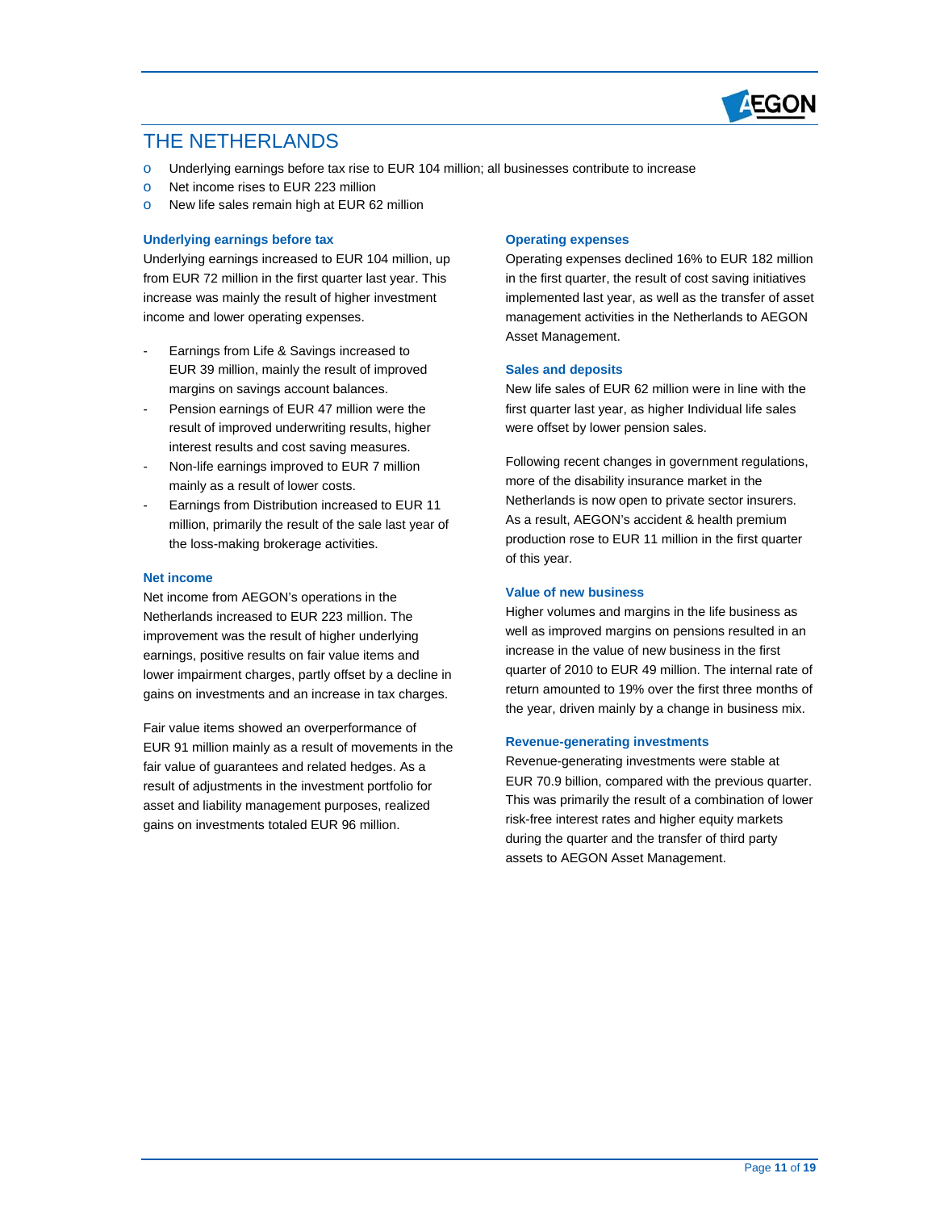# THE NETHERLANDS

- Underlying earnings before tax rise to EUR 104 million; all businesses contribute to increase
- Net income rises to EUR 223 million
- New life sales remain high at EUR 62 million

### Underlying earnings before tax

Underlying earnings increased to EUR 104 million, up from EUR 72 million in the first quarter last year. This increase was mainly the result of higher investment income and lower operating expenses.

- Earnings from Life & Savings increased to EUR 39 million, mainly the result of improved margins on savings account balances.
- Pension earnings of EUR 47 million were the result of improved underwriting results, higher interest results and cost saving measures.
- Non-life earnings improved to EUR 7 million mainly as a result of lower costs.
- Earnings from Distribution increased to EUR 11 million, primarily the result of the sale last year of the loss-making brokerage activities.

### Net income

Net income from AEGON's operations in the Netherlands increased to EUR 223 million. The improvement was the result of higher underlying earnings, positive results on fair value items and lower impairment charges, partly offset by a decline in gains on investments and an increase in tax charges.

Fair value items showed an overperformance of EUR 91 million mainly as a result of movements in the fair value of guarantees and related hedges. As a result of adjustments in the investment portfolio for asset and liability management purposes, realized gains on investments totaled EUR 96 million.

### Operating expenses

Operating expenses declined 16% to EUR 182 million in the first quarter, the result of cost saving initiatives implemented last year, as well as the transfer of asset management activities in the Netherlands to AEGON Asset Management.

### Sales and deposits

New life sales of EUR 62 million were in line with the first quarter last year, as higher Individual life sales were offset by lower pension sales.

Following recent changes in government regulations, more of the disability insurance market in the Netherlands is now open to private sector insurers. As a result, AEGON's accident & health premium production rose to EUR 11 million in the first quarter of this year.

### Value of new business

Higher volumes and margins in the life business as well as improved margins on pensions resulted in an increase in the value of new business in the first quarter of 2010 to EUR 49 million. The internal rate of return amounted to 19% over the first three months of the year, driven mainly by a change in business mix.

### Revenue-generating investments

Revenue-generating investments were stable at EUR 70.9 billion, compared with the previous quarter. This was primarily the result of a combination of lower risk-free interest rates and higher equity markets during the quarter and the transfer of third party assets to AEGON Asset Management.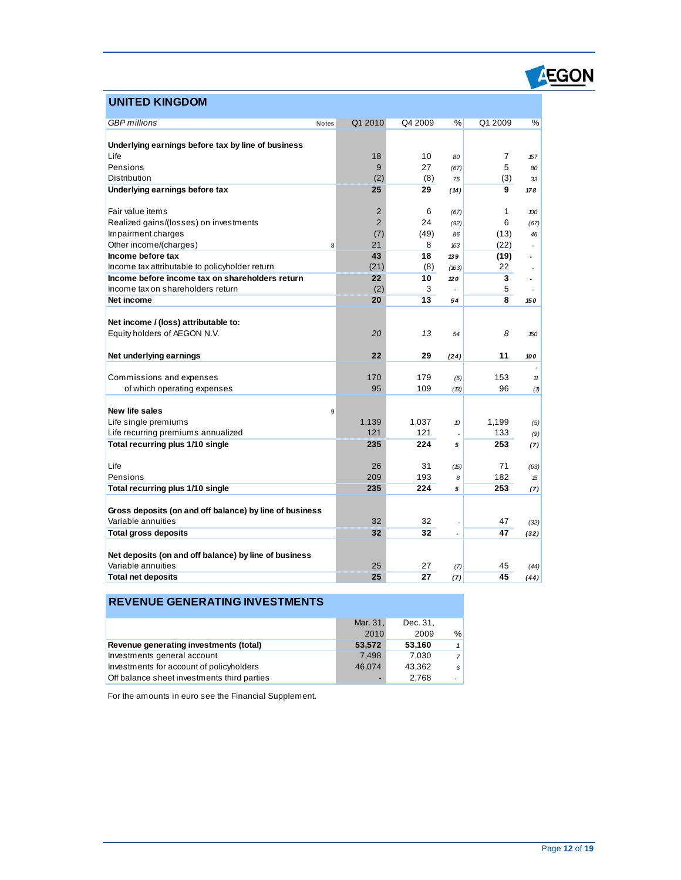## UNITED KINGDOM

| *GBP millions* | Notes | Q1 2010 | Q4 2009 | % | Q1 2009 | % |
|---|---|---|---|---|---|---|
| **Underlying earnings before tax by line of business** | | | | | | |
| Life | | 18 | 10 | *80* | 7 | *157* |
| Pensions | | 9 | 27 | *(67)* | 5 | *80* |
| Distribution | | (2) | (8) | *75* | (3) | *33* |
| **Underlying earnings before tax** | | **25** | **29** | ***(14)*** | **9** | ***178*** |
| | | | | | | |
| Fair value items | | 2 | 6 | *(67)* | 1 | *100* |
| Realized gains/(losses) on investments | | 2 | 24 | *(92)* | 6 | *(67)* |
| Impairment charges | | (7) | (49) | *86* | (13) | *46* |
| Other income/(charges) | 8 | 21 | 8 | *163* | (22) | *-* |
| **Income before tax** | | **43** | **18** | ***139*** | **(19)** | ***-*** |
| Income tax attributable to policyholder return | | (21) | (8) | *(163)* | 22 | *-* |
| **Income before income tax on shareholders return** | | **22** | **10** | ***120*** | **3** | ***-*** |
| Income tax on shareholders return | | (2) | 3 | *-* | 5 | *-* |
| **Net income** | | **20** | **13** | ***54*** | **8** | ***150*** |
| | | | | | | |
| **Net income / (loss) attributable to:** | | | | | | |
| Equity holders of AEGON N.V. | | *20* | *13* | *54* | *8* | *150* |
| | | | | | | |
| **Net underlying earnings** | | **22** | **29** | ***(24)*** | **11** | ***100*** |
| | | | | | | |
| Commissions and expenses | | 170 | 179 | *(5)* | 153 | *11* |
| of which operating expenses | | 95 | 109 | *(13)* | 96 | *(1)* |
| | | | | | | |
| **New life sales** | 9 | | | | | |
| Life single premiums | | 1,139 | 1,037 | *10* | 1,199 | *(5)* |
| Life recurring premiums annualized | | 121 | 121 | *-* | 133 | *(9)* |
| **Total recurring plus 1/10 single** | | **235** | **224** | ***5*** | **253** | ***(7)*** |
| | | | | | | |
| Life | | 26 | 31 | *(16)* | 71 | *(63)* |
| Pensions | | 209 | 193 | *8* | 182 | *15* |
| **Total recurring plus 1/10 single** | | **235** | **224** | ***5*** | **253** | ***(7)*** |
| | | | | | | |
| **Gross deposits (on and off balance) by line of business** | | | | | | |
| Variable annuities | | 32 | 32 | *-* | 47 | *(32)* |
| **Total gross deposits** | | **32** | **32** | ***-*** | **47** | ***(32)*** |
| | | | | | | |
| **Net deposits (on and off balance) by line of business** | | | | | | |
| Variable annuities | | 25 | 27 | *(7)* | 45 | *(44)* |
| **Total net deposits** | | **25** | **27** | ***(7)*** | **45** | ***(44)*** |

## REVENUE GENERATING INVESTMENTS

| | Mar. 31, 2010 | Dec. 31, 2009 | % |
|---|---|---|---|
| **Revenue generating investments (total)** | **53,572** | **53,160** | ***1*** |
| Investments general account | 7,498 | 7,030 | *7* |
| Investments for account of policyholders | 46,074 | 43,362 | *6* |
| Off balance sheet investments third parties | - | 2,768 | *-* |

For the amounts in euro see the Financial Supplement.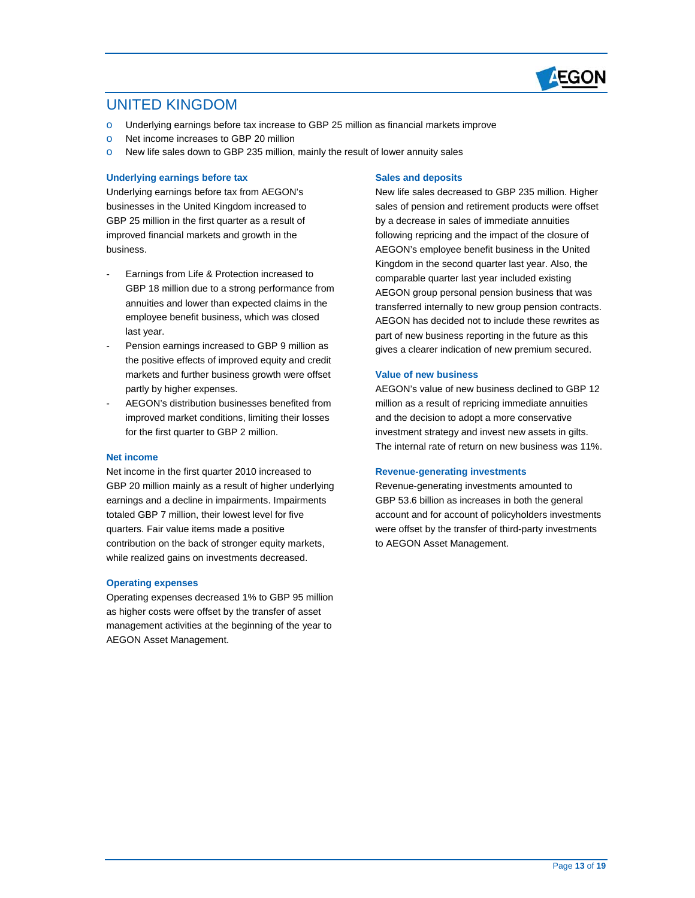# UNITED KINGDOM

- Underlying earnings before tax increase to GBP 25 million as financial markets improve
- Net income increases to GBP 20 million
- New life sales down to GBP 235 million, mainly the result of lower annuity sales

### Underlying earnings before tax

Underlying earnings before tax from AEGON's businesses in the United Kingdom increased to GBP 25 million in the first quarter as a result of improved financial markets and growth in the business.

- Earnings from Life & Protection increased to GBP 18 million due to a strong performance from annuities and lower than expected claims in the employee benefit business, which was closed last year.
- Pension earnings increased to GBP 9 million as the positive effects of improved equity and credit markets and further business growth were offset partly by higher expenses.
- AEGON's distribution businesses benefited from improved market conditions, limiting their losses for the first quarter to GBP 2 million.

### Net income

Net income in the first quarter 2010 increased to GBP 20 million mainly as a result of higher underlying earnings and a decline in impairments. Impairments totaled GBP 7 million, their lowest level for five quarters. Fair value items made a positive contribution on the back of stronger equity markets, while realized gains on investments decreased.

### Operating expenses

Operating expenses decreased 1% to GBP 95 million as higher costs were offset by the transfer of asset management activities at the beginning of the year to AEGON Asset Management.

### Sales and deposits

New life sales decreased to GBP 235 million. Higher sales of pension and retirement products were offset by a decrease in sales of immediate annuities following repricing and the impact of the closure of AEGON's employee benefit business in the United Kingdom in the second quarter last year. Also, the comparable quarter last year included existing AEGON group personal pension business that was transferred internally to new group pension contracts. AEGON has decided not to include these rewrites as part of new business reporting in the future as this gives a clearer indication of new premium secured.

### Value of new business

AEGON's value of new business declined to GBP 12 million as a result of repricing immediate annuities and the decision to adopt a more conservative investment strategy and invest new assets in gilts. The internal rate of return on new business was 11%.

### Revenue-generating investments

Revenue-generating investments amounted to GBP 53.6 billion as increases in both the general account and for account of policyholders investments were offset by the transfer of third-party investments to AEGON Asset Management.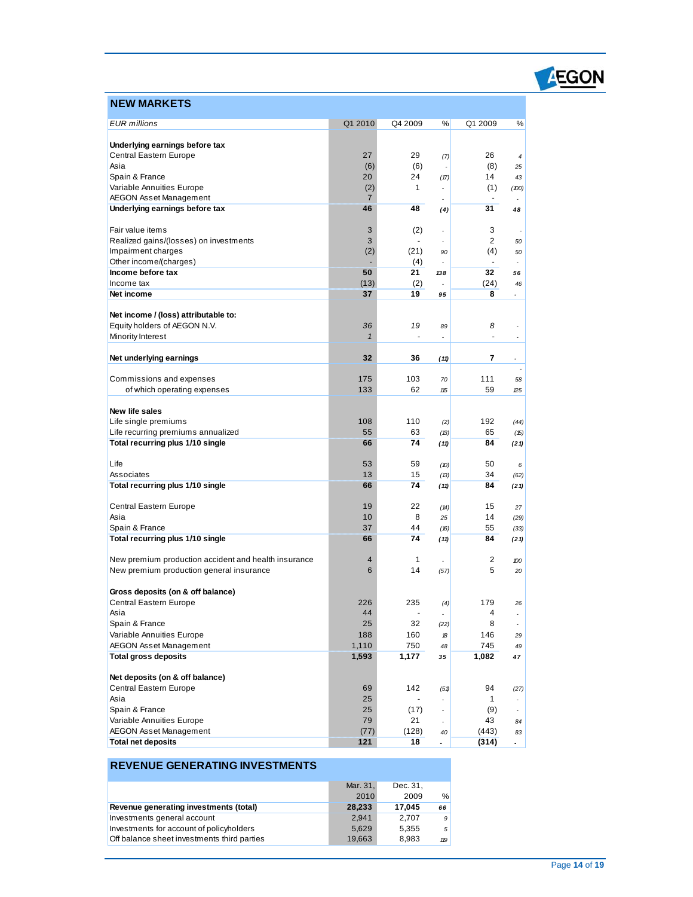## NEW MARKETS

| EUR millions | Q1 2010 | Q4 2009 | % | Q1 2009 | % |
|---|---|---|---|---|---|
| **Underlying earnings before tax** | | | | | |
| Central Eastern Europe | 27 | 29 | (7) | 26 | 4 |
| Asia | (6) | (6) | - | (8) | 25 |
| Spain & France | 20 | 24 | (17) | 14 | 43 |
| Variable Annuities Europe | (2) | 1 | - | (1) | (100) |
| AEGON Asset Management | 7 | | - | - | - |
| **Underlying earnings before tax** | **46** | **48** | **(4)** | **31** | **48** |
| Fair value items | 3 | (2) | - | 3 | - |
| Realized gains/(losses) on investments | 3 | - | - | 2 | 50 |
| Impairment charges | (2) | (21) | 90 | (4) | 50 |
| Other income/(charges) | - | (4) | - | - | - |
| **Income before tax** | **50** | **21** | **138** | **32** | **56** |
| Income tax | (13) | (2) | - | (24) | 46 |
| **Net income** | **37** | **19** | **95** | **8** | **-** |
| **Net income / (loss) attributable to:** | | | | | |
| Equity holders of AEGON N.V. | *36* | *19* | 89 | *8* | - |
| Minority Interest | *1* | - | - | - | - |
| **Net underlying earnings** | **32** | **36** | **(11)** | **7** | **-** |
| Commissions and expenses | 175 | 103 | 70 | 111 | 58 |
| of which operating expenses | 133 | 62 | 115 | 59 | 125 |
| **New life sales** | | | | | |
| Life single premiums | 108 | 110 | (2) | 192 | (44) |
| Life recurring premiums annualized | 55 | 63 | (13) | 65 | (15) |
| **Total recurring plus 1/10 single** | **66** | **74** | **(11)** | **84** | **(21)** |
| Life | 53 | 59 | (10) | 50 | 6 |
| Associates | 13 | 15 | (13) | 34 | (62) |
| **Total recurring plus 1/10 single** | **66** | **74** | **(11)** | **84** | **(21)** |
| Central Eastern Europe | 19 | 22 | (14) | 15 | 27 |
| Asia | 10 | 8 | 25 | 14 | (29) |
| Spain & France | 37 | 44 | (16) | 55 | (33) |
| **Total recurring plus 1/10 single** | **66** | **74** | **(11)** | **84** | **(21)** |
| New premium production accident and health insurance | 4 | 1 | - | 2 | 100 |
| New premium production general insurance | 6 | 14 | (57) | 5 | 20 |
| **Gross deposits (on & off balance)** | | | | | |
| Central Eastern Europe | 226 | 235 | (4) | 179 | 26 |
| Asia | 44 | - | - | 4 | - |
| Spain & France | 25 | 32 | (22) | 8 | - |
| Variable Annuities Europe | 188 | 160 | 18 | 146 | 29 |
| AEGON Asset Management | 1,110 | 750 | 48 | 745 | 49 |
| **Total gross deposits** | **1,593** | **1,177** | **35** | **1,082** | **47** |
| **Net deposits (on & off balance)** | | | | | |
| Central Eastern Europe | 69 | 142 | (51) | 94 | (27) |
| Asia | 25 | - | - | 1 | - |
| Spain & France | 25 | (17) | - | (9) | - |
| Variable Annuities Europe | 79 | 21 | - | 43 | 84 |
| AEGON Asset Management | (77) | (128) | 40 | (443) | 83 |
| **Total net deposits** | **121** | **18** | **-** | **(314)** | **-** |

## REVENUE GENERATING INVESTMENTS

| | Mar. 31, 2010 | Dec. 31, 2009 | % |
|---|---|---|---|
| **Revenue generating investments (total)** | **28,233** | **17,045** | **66** |
| Investments general account | 2,941 | 2,707 | 9 |
| Investments for account of policyholders | 5,629 | 5,355 | 5 |
| Off balance sheet investments third parties | 19,663 | 8,983 | 119 |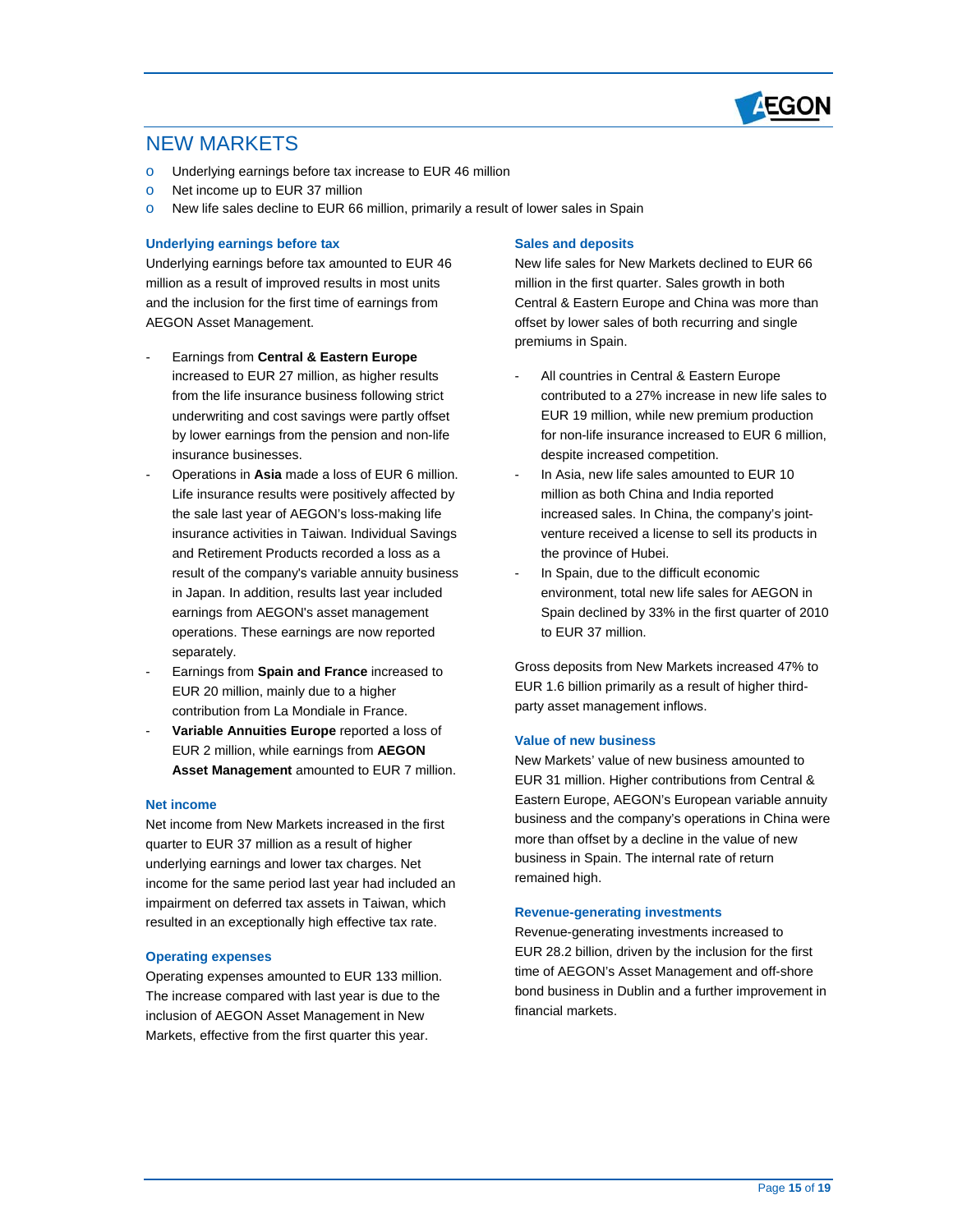# NEW MARKETS

- Underlying earnings before tax increase to EUR 46 million
- Net income up to EUR 37 million
- New life sales decline to EUR 66 million, primarily a result of lower sales in Spain

### Underlying earnings before tax

Underlying earnings before tax amounted to EUR 46 million as a result of improved results in most units and the inclusion for the first time of earnings from AEGON Asset Management.

- Earnings from **Central & Eastern Europe** increased to EUR 27 million, as higher results from the life insurance business following strict underwriting and cost savings were partly offset by lower earnings from the pension and non-life insurance businesses.
- Operations in **Asia** made a loss of EUR 6 million. Life insurance results were positively affected by the sale last year of AEGON's loss-making life insurance activities in Taiwan. Individual Savings and Retirement Products recorded a loss as a result of the company's variable annuity business in Japan. In addition, results last year included earnings from AEGON's asset management operations. These earnings are now reported separately.
- Earnings from **Spain and France** increased to EUR 20 million, mainly due to a higher contribution from La Mondiale in France.
- **Variable Annuities Europe** reported a loss of EUR 2 million, while earnings from **AEGON Asset Management** amounted to EUR 7 million.

### Net income

Net income from New Markets increased in the first quarter to EUR 37 million as a result of higher underlying earnings and lower tax charges. Net income for the same period last year had included an impairment on deferred tax assets in Taiwan, which resulted in an exceptionally high effective tax rate.

### Operating expenses

Operating expenses amounted to EUR 133 million. The increase compared with last year is due to the inclusion of AEGON Asset Management in New Markets, effective from the first quarter this year.

### Sales and deposits

New life sales for New Markets declined to EUR 66 million in the first quarter. Sales growth in both Central & Eastern Europe and China was more than offset by lower sales of both recurring and single premiums in Spain.

- All countries in Central & Eastern Europe contributed to a 27% increase in new life sales to EUR 19 million, while new premium production for non-life insurance increased to EUR 6 million, despite increased competition.
- In Asia, new life sales amounted to EUR 10 million as both China and India reported increased sales. In China, the company's joint-venture received a license to sell its products in the province of Hubei.
- In Spain, due to the difficult economic environment, total new life sales for AEGON in Spain declined by 33% in the first quarter of 2010 to EUR 37 million.

Gross deposits from New Markets increased 47% to EUR 1.6 billion primarily as a result of higher third-party asset management inflows.

### Value of new business

New Markets' value of new business amounted to EUR 31 million. Higher contributions from Central & Eastern Europe, AEGON's European variable annuity business and the company's operations in China were more than offset by a decline in the value of new business in Spain. The internal rate of return remained high.

### Revenue-generating investments

Revenue-generating investments increased to EUR 28.2 billion, driven by the inclusion for the first time of AEGON's Asset Management and off-shore bond business in Dublin and a further improvement in financial markets.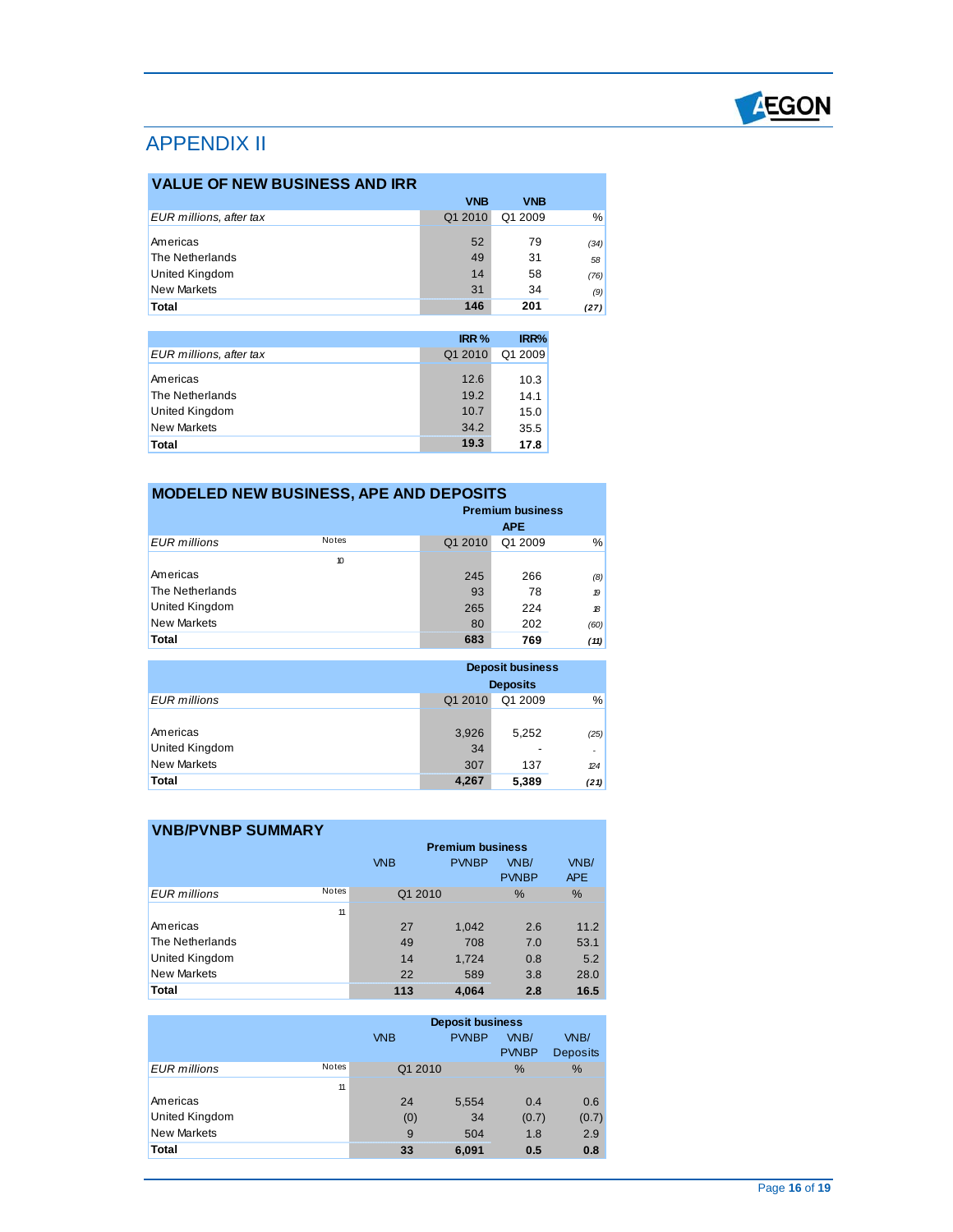# APPENDIX II

## VALUE OF NEW BUSINESS AND IRR

| EUR millions, after tax | VNB Q1 2010 | VNB Q1 2009 | % |
|---|---|---|---|
| Americas | 52 | 79 | (34) |
| The Netherlands | 49 | 31 | 58 |
| United Kingdom | 14 | 58 | (76) |
| New Markets | 31 | 34 | (9) |
| **Total** | **146** | **201** | **(27)** |

| EUR millions, after tax | IRR % Q1 2010 | IRR% Q1 2009 |
|---|---|---|
| Americas | 12.6 | 10.3 |
| The Netherlands | 19.2 | 14.1 |
| United Kingdom | 10.7 | 15.0 |
| New Markets | 34.2 | 35.5 |
| **Total** | **19.3** | **17.8** |

## MODELED NEW BUSINESS, APE AND DEPOSITS

| EUR millions | Notes | Premium business APE Q1 2010 | Q1 2009 | % |
|---|---|---|---|---|
| | 10 | | | |
| Americas | | 245 | 266 | (8) |
| The Netherlands | | 93 | 78 | 19 |
| United Kingdom | | 265 | 224 | 18 |
| New Markets | | 80 | 202 | (60) |
| **Total** | | **683** | **769** | **(11)** |

| EUR millions | Deposit business Deposits Q1 2010 | Q1 2009 | % |
|---|---|---|---|
| Americas | 3,926 | 5,252 | (25) |
| United Kingdom | 34 | - | - |
| New Markets | 307 | 137 | 124 |
| **Total** | **4,267** | **5,389** | **(21)** |

## VNB/PVNBP SUMMARY

| | | Premium business | | | |
|---|---|---|---|---|---|
| | | VNB | PVNBP | VNB/ PVNBP | VNB/ APE |
| EUR millions | Notes | Q1 2010 | | % | % |
| | 11 | | | | |
| Americas | | 27 | 1,042 | 2.6 | 11.2 |
| The Netherlands | | 49 | 708 | 7.0 | 53.1 |
| United Kingdom | | 14 | 1,724 | 0.8 | 5.2 |
| New Markets | | 22 | 589 | 3.8 | 28.0 |
| **Total** | | **113** | **4,064** | **2.8** | **16.5** |

| | | Deposit business | | | |
|---|---|---|---|---|---|
| | | VNB | PVNBP | VNB/ PVNBP | VNB/ Deposits |
| EUR millions | Notes | Q1 2010 | | % | % |
| | 11 | | | | |
| Americas | | 24 | 5,554 | 0.4 | 0.6 |
| United Kingdom | | (0) | 34 | (0.7) | (0.7) |
| New Markets | | 9 | 504 | 1.8 | 2.9 |
| **Total** | | **33** | **6,091** | **0.5** | **0.8** |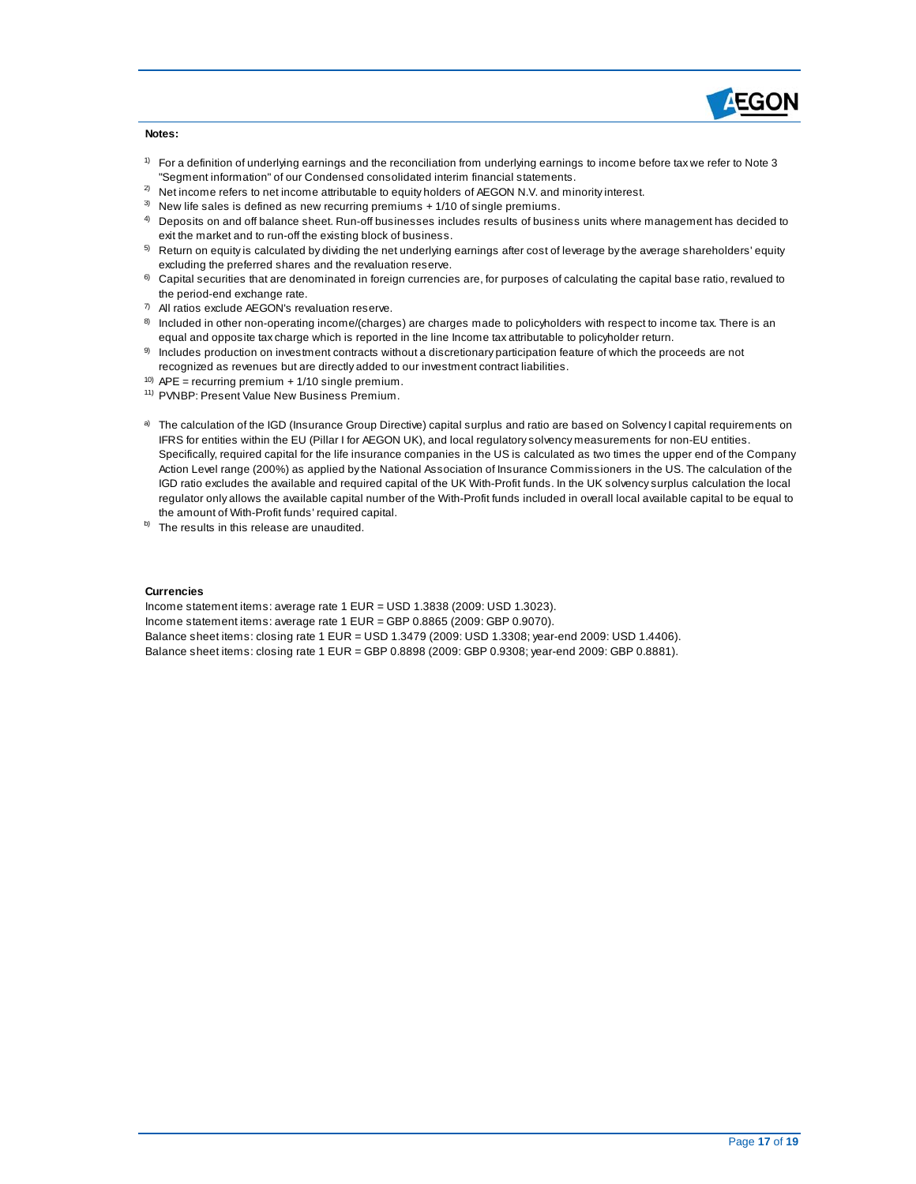**Notes:**

[1] For a definition of underlying earnings and the reconciliation from underlying earnings to income before tax we refer to Note 3 "Segment information" of our Condensed consolidated interim financial statements.

[2] Net income refers to net income attributable to equity holders of AEGON N.V. and minority interest.

[3] New life sales is defined as new recurring premiums + 1/10 of single premiums.

[4] Deposits on and off balance sheet. Run-off businesses includes results of business units where management has decided to exit the market and to run-off the existing block of business.

[5] Return on equity is calculated by dividing the net underlying earnings after cost of leverage by the average shareholders' equity excluding the preferred shares and the revaluation reserve.

[6] Capital securities that are denominated in foreign currencies are, for purposes of calculating the capital base ratio, revalued to the period-end exchange rate.

[7] All ratios exclude AEGON's revaluation reserve.

[8] Included in other non-operating income/(charges) are charges made to policyholders with respect to income tax. There is an equal and opposite tax charge which is reported in the line Income tax attributable to policyholder return.

[9] Includes production on investment contracts without a discretionary participation feature of which the proceeds are not recognized as revenues but are directly added to our investment contract liabilities.

[10] APE = recurring premium + 1/10 single premium.

[11] PVNBP: Present Value New Business Premium.

[a] The calculation of the IGD (Insurance Group Directive) capital surplus and ratio are based on Solvency I capital requirements on IFRS for entities within the EU (Pillar I for AEGON UK), and local regulatory solvency measurements for non-EU entities. Specifically, required capital for the life insurance companies in the US is calculated as two times the upper end of the Company Action Level range (200%) as applied by the National Association of Insurance Commissioners in the US. The calculation of the IGD ratio excludes the available and required capital of the UK With-Profit funds. In the UK solvency surplus calculation the local regulator only allows the available capital number of the With-Profit funds included in overall local available capital to be equal to the amount of With-Profit funds' required capital.

[b] The results in this release are unaudited.

**Currencies**

Income statement items: average rate 1 EUR = USD 1.3838 (2009: USD 1.3023).
Income statement items: average rate 1 EUR = GBP 0.8865 (2009: GBP 0.9070).
Balance sheet items: closing rate 1 EUR = USD 1.3479 (2009: USD 1.3308; year-end 2009: USD 1.4406).
Balance sheet items: closing rate 1 EUR = GBP 0.8898 (2009: GBP 0.9308; year-end 2009: GBP 0.8881).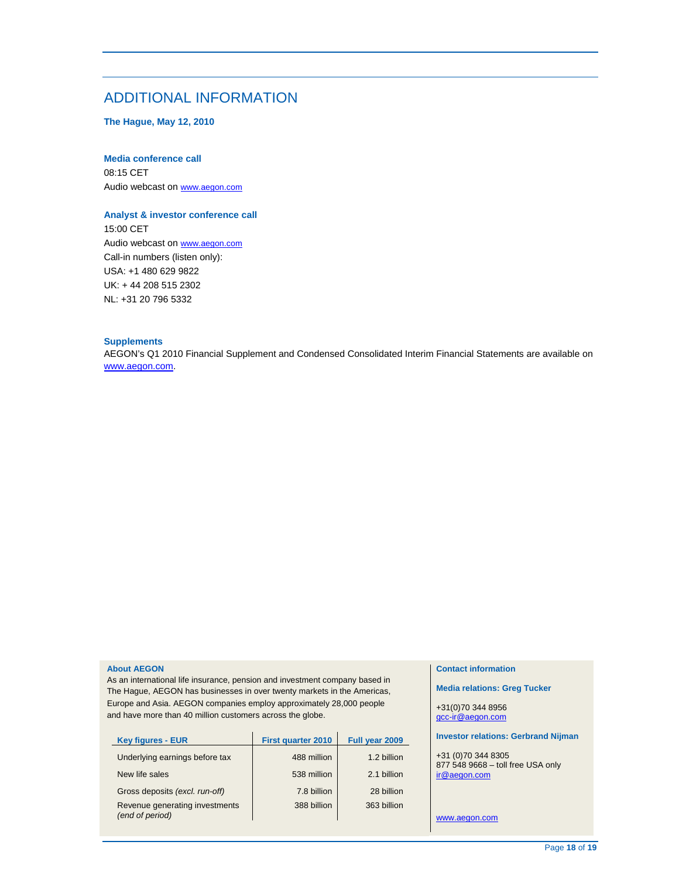# ADDITIONAL INFORMATION

**The Hague, May 12, 2010**

**Media conference call**

08:15 CET

Audio webcast on www.aegon.com

**Analyst & investor conference call**

15:00 CET

Audio webcast on www.aegon.com

Call-in numbers (listen only):

USA: +1 480 629 9822

UK: + 44 208 515 2302

NL: +31 20 796 5332

**Supplements**

AEGON's Q1 2010 Financial Supplement and Condensed Consolidated Interim Financial Statements are available on www.aegon.com.

**About AEGON**

As an international life insurance, pension and investment company based in The Hague, AEGON has businesses in over twenty markets in the Americas, Europe and Asia. AEGON companies employ approximately 28,000 people and have more than 40 million customers across the globe.

| Key figures - EUR | First quarter 2010 | Full year 2009 |
|---|---|---|
| Underlying earnings before tax | 488 million | 1.2 billion |
| New life sales | 538 million | 2.1 billion |
| Gross deposits *(excl. run-off)* | 7.8 billion | 28 billion |
| Revenue generating investments *(end of period)* | 388 billion | 363 billion |

**Contact information**

**Media relations: Greg Tucker**

+31(0)70 344 8956
gcc-ir@aegon.com

**Investor relations: Gerbrand Nijman**

+31 (0)70 344 8305
877 548 9668 – toll free USA only
ir@aegon.com

www.aegon.com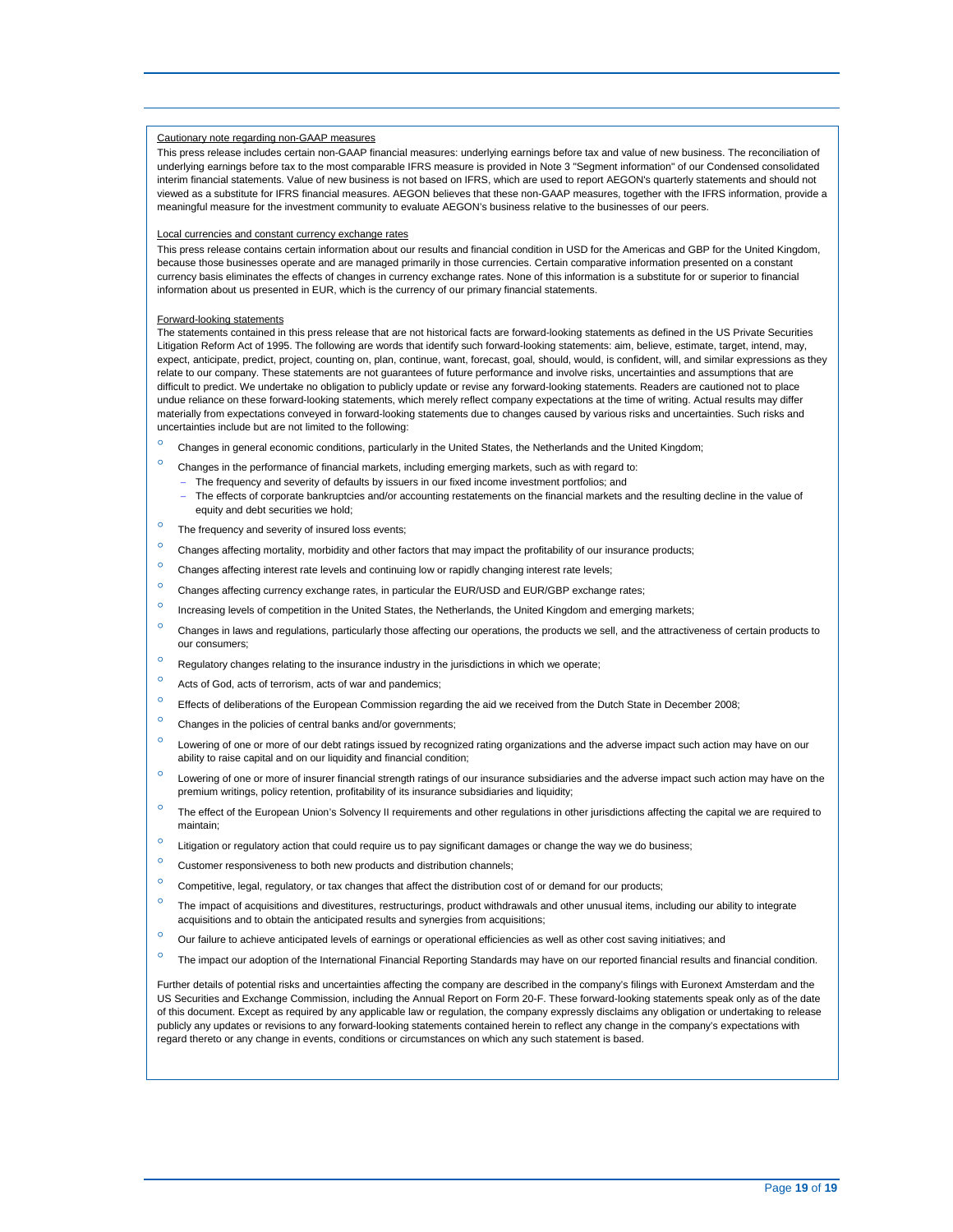Cautionary note regarding non-GAAP measures

This press release includes certain non-GAAP financial measures: underlying earnings before tax and value of new business. The reconciliation of underlying earnings before tax to the most comparable IFRS measure is provided in Note 3 "Segment information" of our Condensed consolidated interim financial statements. Value of new business is not based on IFRS, which are used to report AEGON's quarterly statements and should not viewed as a substitute for IFRS financial measures. AEGON believes that these non-GAAP measures, together with the IFRS information, provide a meaningful measure for the investment community to evaluate AEGON's business relative to the businesses of our peers.

Local currencies and constant currency exchange rates

This press release contains certain information about our results and financial condition in USD for the Americas and GBP for the United Kingdom, because those businesses operate and are managed primarily in those currencies. Certain comparative information presented on a constant currency basis eliminates the effects of changes in currency exchange rates. None of this information is a substitute for or superior to financial information about us presented in EUR, which is the currency of our primary financial statements.

Forward-looking statements

The statements contained in this press release that are not historical facts are forward-looking statements as defined in the US Private Securities Litigation Reform Act of 1995. The following are words that identify such forward-looking statements: aim, believe, estimate, target, intend, may, expect, anticipate, predict, project, counting on, plan, continue, want, forecast, goal, should, would, is confident, will, and similar expressions as they relate to our company. These statements are not guarantees of future performance and involve risks, uncertainties and assumptions that are difficult to predict. We undertake no obligation to publicly update or revise any forward-looking statements. Readers are cautioned not to place undue reliance on these forward-looking statements, which merely reflect company expectations at the time of writing. Actual results may differ materially from expectations conveyed in forward-looking statements due to changes caused by various risks and uncertainties. Such risks and uncertainties include but are not limited to the following:

- Changes in general economic conditions, particularly in the United States, the Netherlands and the United Kingdom;
- Changes in the performance of financial markets, including emerging markets, such as with regard to:
  - The frequency and severity of defaults by issuers in our fixed income investment portfolios; and
  - The effects of corporate bankruptcies and/or accounting restatements on the financial markets and the resulting decline in the value of equity and debt securities we hold;
- The frequency and severity of insured loss events;
- Changes affecting mortality, morbidity and other factors that may impact the profitability of our insurance products;
- Changes affecting interest rate levels and continuing low or rapidly changing interest rate levels;
- Changes affecting currency exchange rates, in particular the EUR/USD and EUR/GBP exchange rates;
- Increasing levels of competition in the United States, the Netherlands, the United Kingdom and emerging markets;
- Changes in laws and regulations, particularly those affecting our operations, the products we sell, and the attractiveness of certain products to our consumers;
- Regulatory changes relating to the insurance industry in the jurisdictions in which we operate;
- Acts of God, acts of terrorism, acts of war and pandemics;
- Effects of deliberations of the European Commission regarding the aid we received from the Dutch State in December 2008;
- Changes in the policies of central banks and/or governments;
- Lowering of one or more of our debt ratings issued by recognized rating organizations and the adverse impact such action may have on our ability to raise capital and on our liquidity and financial condition;
- Lowering of one or more of insurer financial strength ratings of our insurance subsidiaries and the adverse impact such action may have on the premium writings, policy retention, profitability of its insurance subsidiaries and liquidity;
- The effect of the European Union's Solvency II requirements and other regulations in other jurisdictions affecting the capital we are required to maintain;
- Litigation or regulatory action that could require us to pay significant damages or change the way we do business;
- Customer responsiveness to both new products and distribution channels;
- Competitive, legal, regulatory, or tax changes that affect the distribution cost of or demand for our products;
- The impact of acquisitions and divestitures, restructurings, product withdrawals and other unusual items, including our ability to integrate acquisitions and to obtain the anticipated results and synergies from acquisitions;
- Our failure to achieve anticipated levels of earnings or operational efficiencies as well as other cost saving initiatives; and
- The impact our adoption of the International Financial Reporting Standards may have on our reported financial results and financial condition.

Further details of potential risks and uncertainties affecting the company are described in the company's filings with Euronext Amsterdam and the US Securities and Exchange Commission, including the Annual Report on Form 20-F. These forward-looking statements speak only as of the date of this document. Except as required by any applicable law or regulation, the company expressly disclaims any obligation or undertaking to release publicly any updates or revisions to any forward-looking statements contained herein to reflect any change in the company's expectations with regard thereto or any change in events, conditions or circumstances on which any such statement is based.